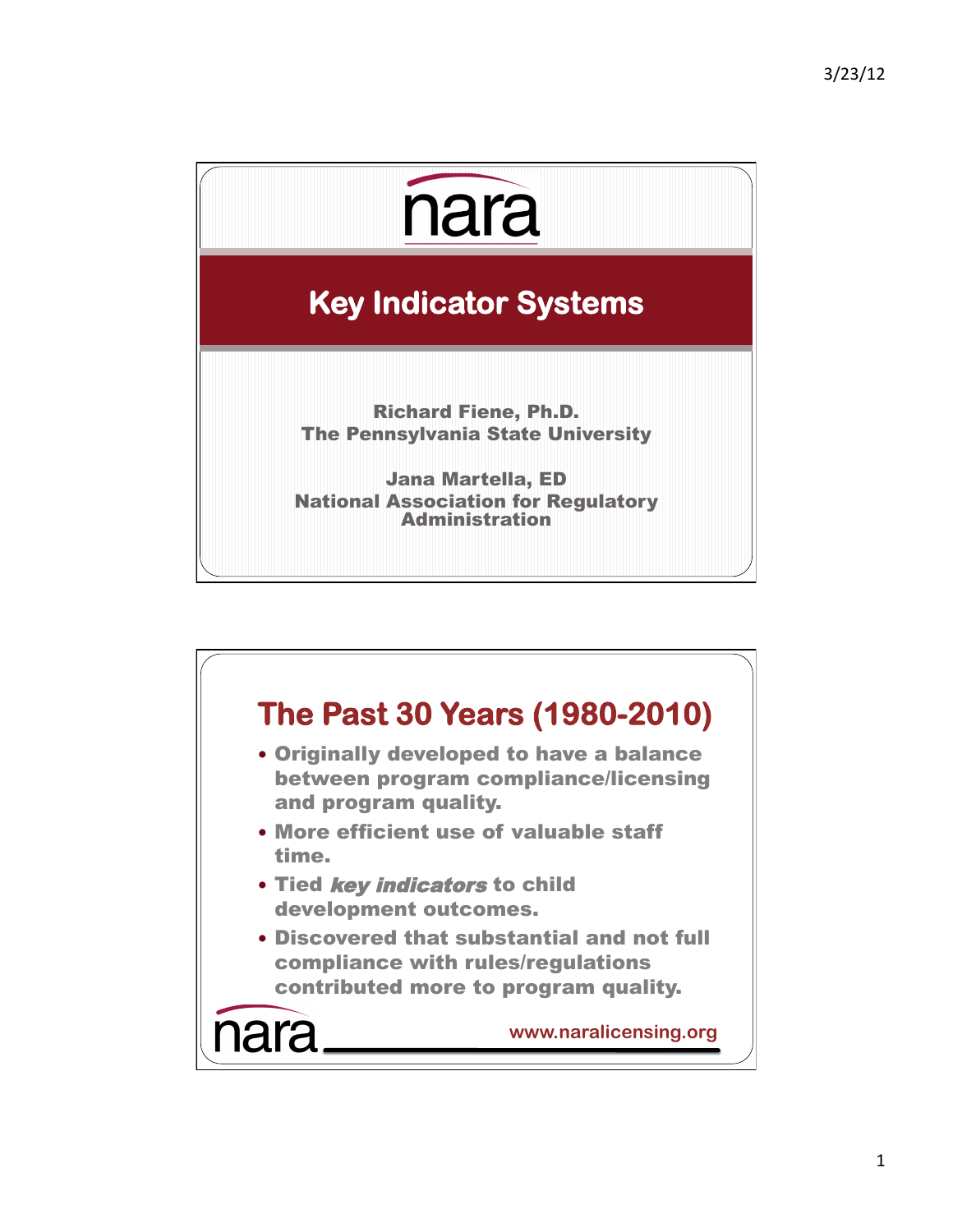nara

# Key Indicator Systems

**Richard Fiene, Ph.D.**
**The Pennsylvania State University**

**Jana Martella, ED**
**National Association for Regulatory Administration**

## The Past 30 Years (1980-2010)

- Originally developed to have a balance between program compliance/licensing and program quality.
- More efficient use of valuable staff time.
- Tied ***key indicators*** to child development outcomes.
- Discovered that substantial and not full compliance with rules/regulations contributed more to program quality.

nara www.naralicensing.org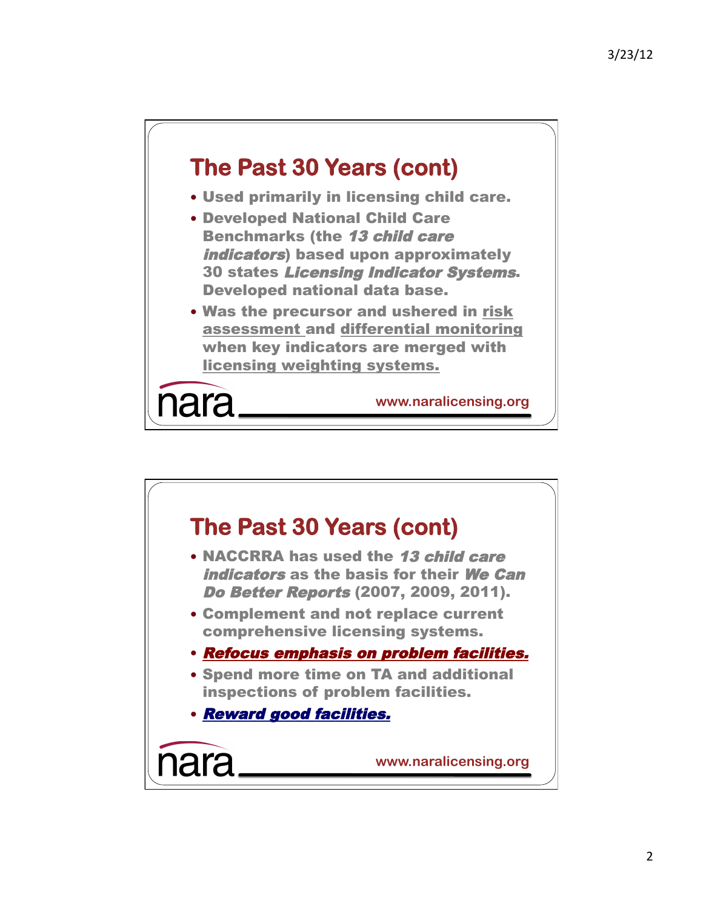## The Past 30 Years (cont)

- Used primarily in licensing child care.
- Developed National Child Care Benchmarks (the ***13 child care indicators***) based upon approximately 30 states ***Licensing Indicator Systems***. Developed national data base.
- Was the precursor and ushered in <u>risk assessment</u> and <u>differential monitoring</u> when key indicators are merged with <u>licensing weighting systems.</u>

nara www.naralicensing.org

## The Past 30 Years (cont)

- NACCRRA has used the ***13 child care indicators*** as the basis for their ***We Can Do Better Reports*** (2007, 2009, 2011).
- Complement and not replace current comprehensive licensing systems.
- ***<u>Refocus emphasis on problem facilities.</u>***
- Spend more time on TA and additional inspections of problem facilities.
- ***<u>Reward good facilities.</u>***

nara www.naralicensing.org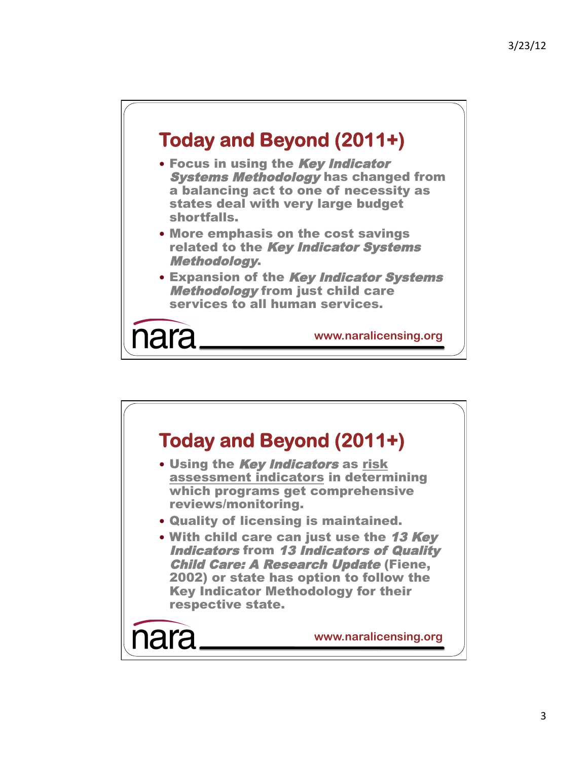## Today and Beyond (2011+)

- Focus in using the ***Key Indicator Systems Methodology*** has changed from a balancing act to one of necessity as states deal with very large budget shortfalls.
- More emphasis on the cost savings related to the ***Key Indicator Systems Methodology***.
- Expansion of the ***Key Indicator Systems Methodology*** from just child care services to all human services.

nara

www.naralicensing.org

## Today and Beyond (2011+)

- Using the ***Key Indicators*** as risk assessment indicators in determining which programs get comprehensive reviews/monitoring.
- Quality of licensing is maintained.
- With child care can just use the ***13 Key Indicators*** from ***13 Indicators of Quality Child Care: A Research Update*** (Fiene, 2002) or state has option to follow the Key Indicator Methodology for their respective state.

nara

www.naralicensing.org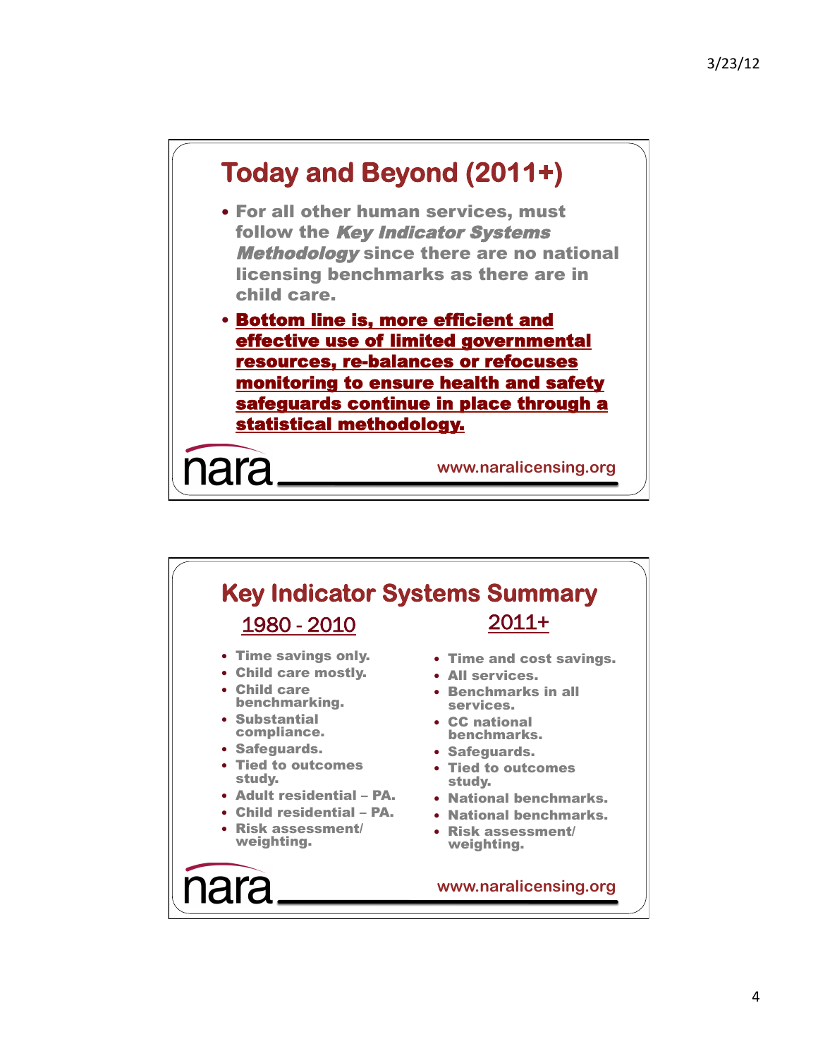## Today and Beyond (2011+)

- For all other human services, must follow the ***Key Indicator Systems Methodology*** since there are no national licensing benchmarks as there are in child care.
- **Bottom line is, more efficient and effective use of limited governmental resources, re-balances or refocuses monitoring to ensure health and safety safeguards continue in place through a statistical methodology.**

nara

www.naralicensing.org

## Key Indicator Systems Summary

| 1980 - 2010 | 2011+ |
| --- | --- |
| Time savings only. | Time and cost savings. |
| Child care mostly. | All services. |
| Child care benchmarking. | Benchmarks in all services. |
| Substantial compliance. | CC national benchmarks. |
| Safeguards. | Safeguards. |
| Tied to outcomes study. | Tied to outcomes study. |
| Adult residential – PA. | National benchmarks. |
| Child residential – PA. | National benchmarks. |
| Risk assessment/ weighting. | Risk assessment/ weighting. |

nara

www.naralicensing.org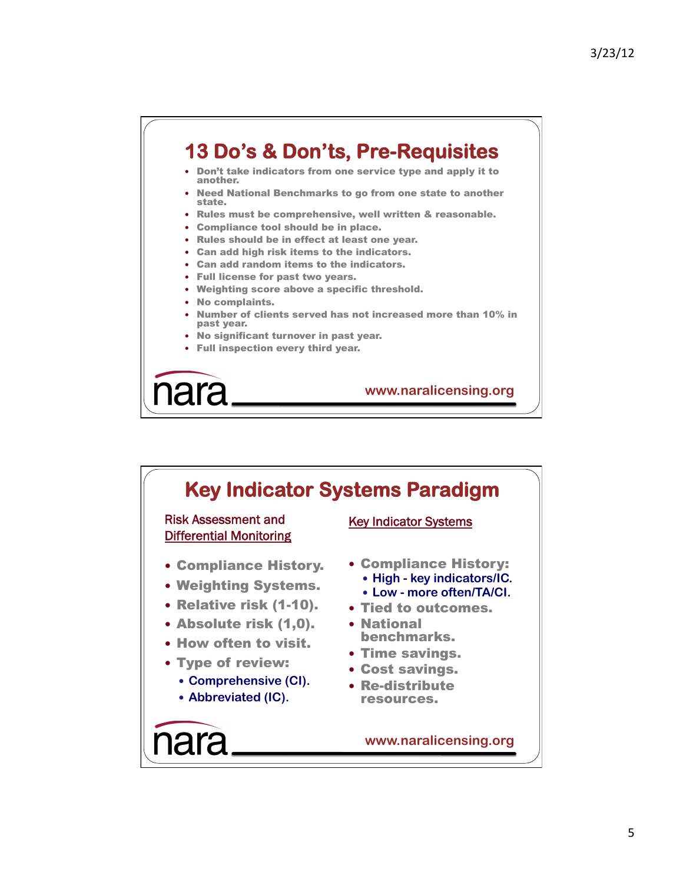# 13 Do's & Don'ts, Pre-Requisites

- Don't take indicators from one service type and apply it to another.
- Need National Benchmarks to go from one state to another state.
- Rules must be comprehensive, well written & reasonable.
- Compliance tool should be in place.
- Rules should be in effect at least one year.
- Can add high risk items to the indicators.
- Can add random items to the indicators.
- Full license for past two years.
- Weighting score above a specific threshold.
- No complaints.
- Number of clients served has not increased more than 10% in past year.
- No significant turnover in past year.
- Full inspection every third year.

nara

www.naralicensing.org

# Key Indicator Systems Paradigm

## Risk Assessment and Differential Monitoring

- Compliance History.
- Weighting Systems.
- Relative risk (1-10).
- Absolute risk (1,0).
- How often to visit.
- Type of review:
  - Comprehensive (CI).
  - Abbreviated (IC).

## Key Indicator Systems

- Compliance History:
  - High - key indicators/IC.
  - Low - more often/TA/CI.
- Tied to outcomes.
- National benchmarks.
- Time savings.
- Cost savings.
- Re-distribute resources.

nara

www.naralicensing.org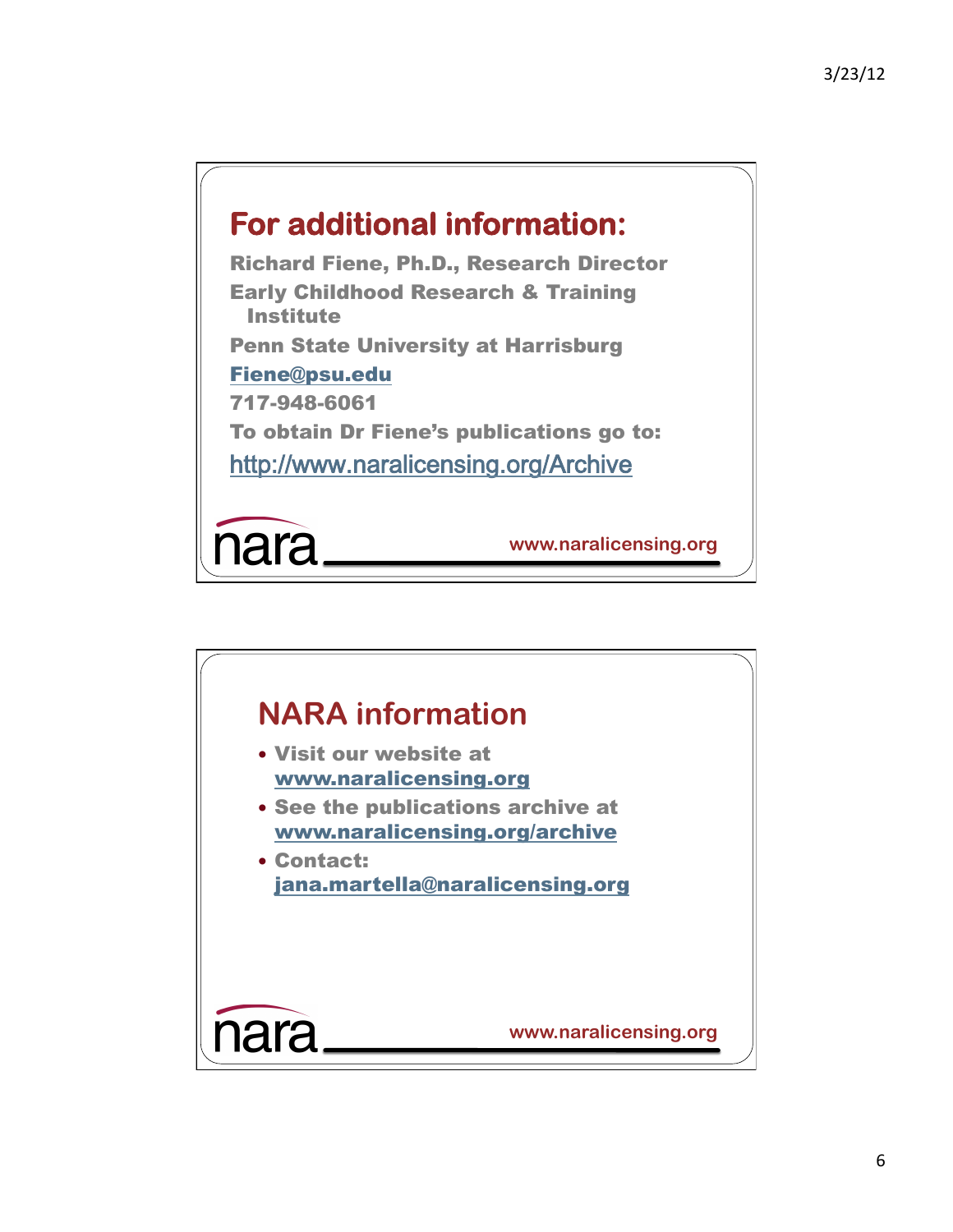## For additional information:

Richard Fiene, Ph.D., Research Director

Early Childhood Research & Training Institute

Penn State University at Harrisburg

Fiene@psu.edu

717-948-6061

To obtain Dr Fiene's publications go to:

http://www.naralicensing.org/Archive

nara www.naralicensing.org

## NARA information

- Visit our website at www.naralicensing.org
- See the publications archive at www.naralicensing.org/archive
- Contact: jana.martella@naralicensing.org

nara www.naralicensing.org